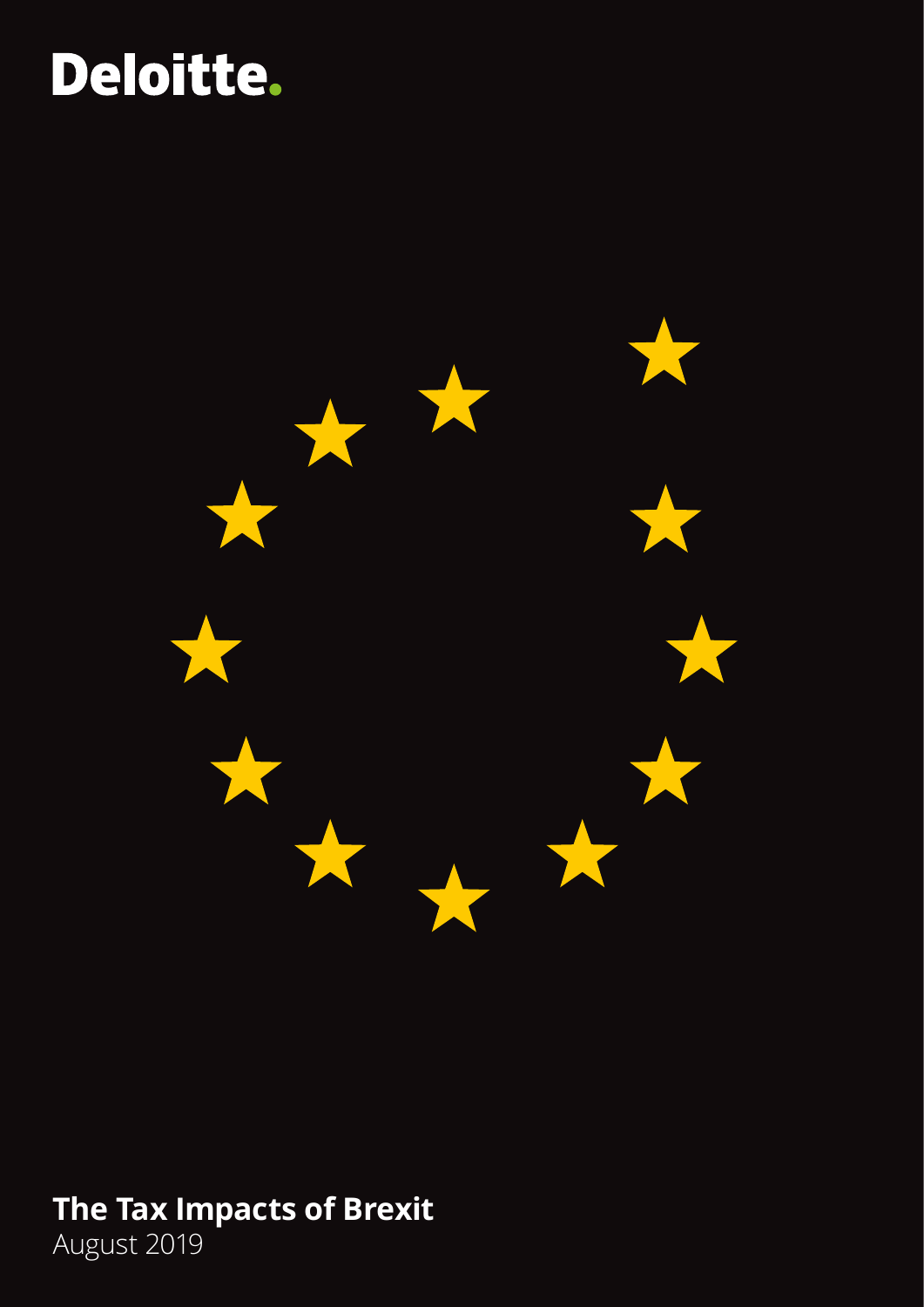Deloitte.

# The Tax Impacts of Brexit

August 2019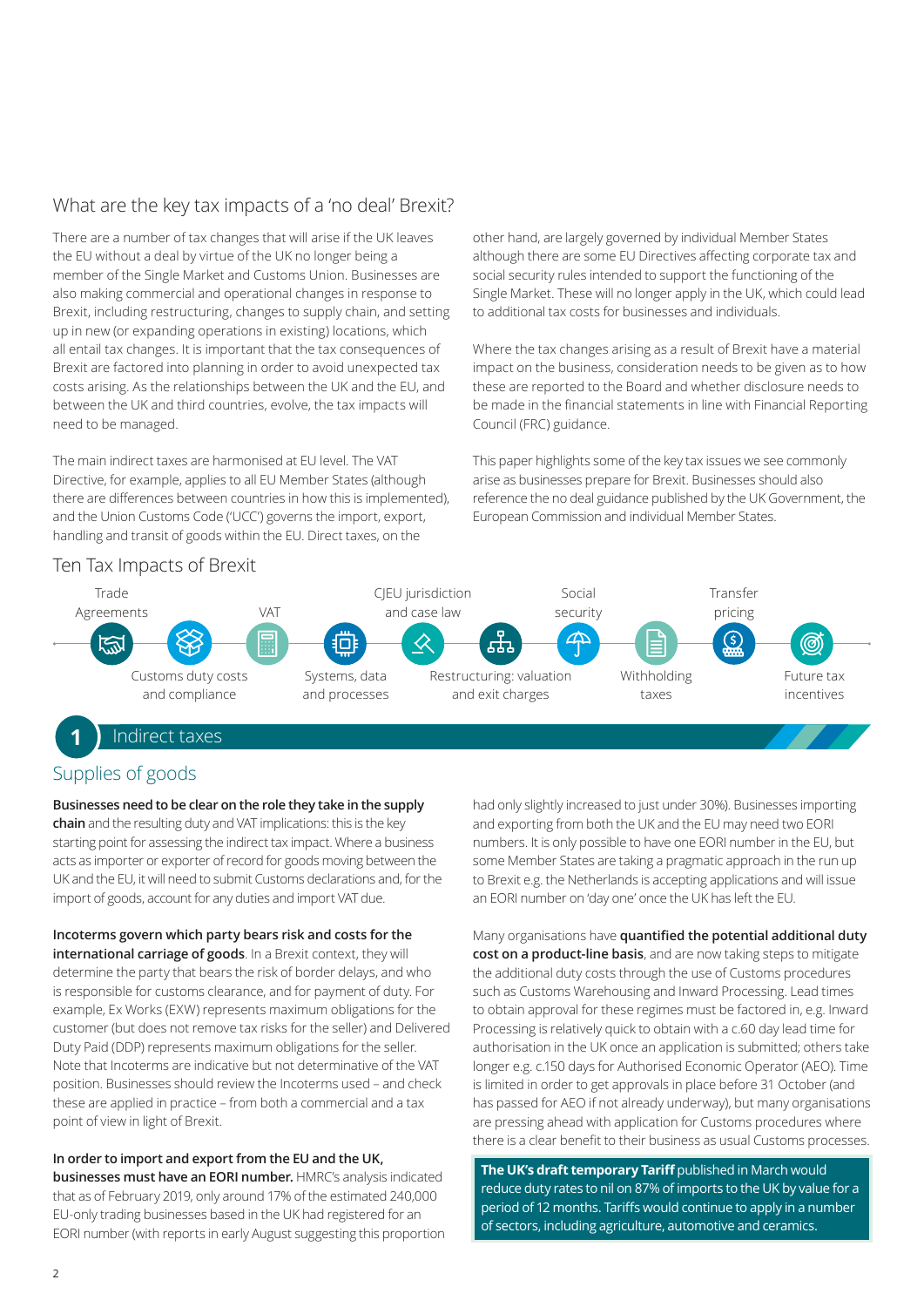## What are the key tax impacts of a 'no deal' Brexit?

There are a number of tax changes that will arise if the UK leaves the EU without a deal by virtue of the UK no longer being a member of the Single Market and Customs Union. Businesses are also making commercial and operational changes in response to Brexit, including restructuring, changes to supply chain, and setting up in new (or expanding operations in existing) locations, which all entail tax changes. It is important that the tax consequences of Brexit are factored into planning in order to avoid unexpected tax costs arising. As the relationships between the UK and the EU, and between the UK and third countries, evolve, the tax impacts will need to be managed.

The main indirect taxes are harmonised at EU level. The VAT Directive, for example, applies to all EU Member States (although there are differences between countries in how this is implemented), and the Union Customs Code ('UCC') governs the import, export, handling and transit of goods within the EU. Direct taxes, on the other hand, are largely governed by individual Member States although there are some EU Directives affecting corporate tax and social security rules intended to support the functioning of the Single Market. These will no longer apply in the UK, which could lead to additional tax costs for businesses and individuals.

Where the tax changes arising as a result of Brexit have a material impact on the business, consideration needs to be given as to how these are reported to the Board and whether disclosure needs to be made in the financial statements in line with Financial Reporting Council (FRC) guidance.

This paper highlights some of the key tax issues we see commonly arise as businesses prepare for Brexit. Businesses should also reference the no deal guidance published by the UK Government, the European Commission and individual Member States.

### Ten Tax Impacts of Brexit

- Trade Agreements
- Customs duty costs and compliance
- VAT
- Systems, data and processes
- CJEU jurisdiction and case law
- Restructuring: valuation and exit charges
- Social security
- Withholding taxes
- Transfer pricing
- Future tax incentives

## 1 Indirect taxes

### Supplies of goods

**Businesses need to be clear on the role they take in the supply chain** and the resulting duty and VAT implications: this is the key starting point for assessing the indirect tax impact. Where a business acts as importer or exporter of record for goods moving between the UK and the EU, it will need to submit Customs declarations and, for the import of goods, account for any duties and import VAT due.

**Incoterms govern which party bears risk and costs for the international carriage of goods**. In a Brexit context, they will determine the party that bears the risk of border delays, and who is responsible for customs clearance, and for payment of duty. For example, Ex Works (EXW) represents maximum obligations for the customer (but does not remove tax risks for the seller) and Delivered Duty Paid (DDP) represents maximum obligations for the seller. Note that Incoterms are indicative but not determinative of the VAT position. Businesses should review the Incoterms used – and check these are applied in practice – from both a commercial and a tax point of view in light of Brexit.

**In order to import and export from the EU and the UK, businesses must have an EORI number.** HMRC's analysis indicated that as of February 2019, only around 17% of the estimated 240,000 EU-only trading businesses based in the UK had registered for an EORI number (with reports in early August suggesting this proportion had only slightly increased to just under 30%). Businesses importing and exporting from both the UK and the EU may need two EORI numbers. It is only possible to have one EORI number in the EU, but some Member States are taking a pragmatic approach in the run up to Brexit e.g. the Netherlands is accepting applications and will issue an EORI number on 'day one' once the UK has left the EU.

Many organisations have **quantified the potential additional duty cost on a product-line basis**, and are now taking steps to mitigate the additional duty costs through the use of Customs procedures such as Customs Warehousing and Inward Processing. Lead times to obtain approval for these regimes must be factored in, e.g. Inward Processing is relatively quick to obtain with a c.60 day lead time for authorisation in the UK once an application is submitted; others take longer e.g. c.150 days for Authorised Economic Operator (AEO). Time is limited in order to get approvals in place before 31 October (and has passed for AEO if not already underway), but many organisations are pressing ahead with application for Customs procedures where there is a clear benefit to their business as usual Customs processes.

**The UK's draft temporary Tariff** published in March would reduce duty rates to nil on 87% of imports to the UK by value for a period of 12 months. Tariffs would continue to apply in a number of sectors, including agriculture, automotive and ceramics.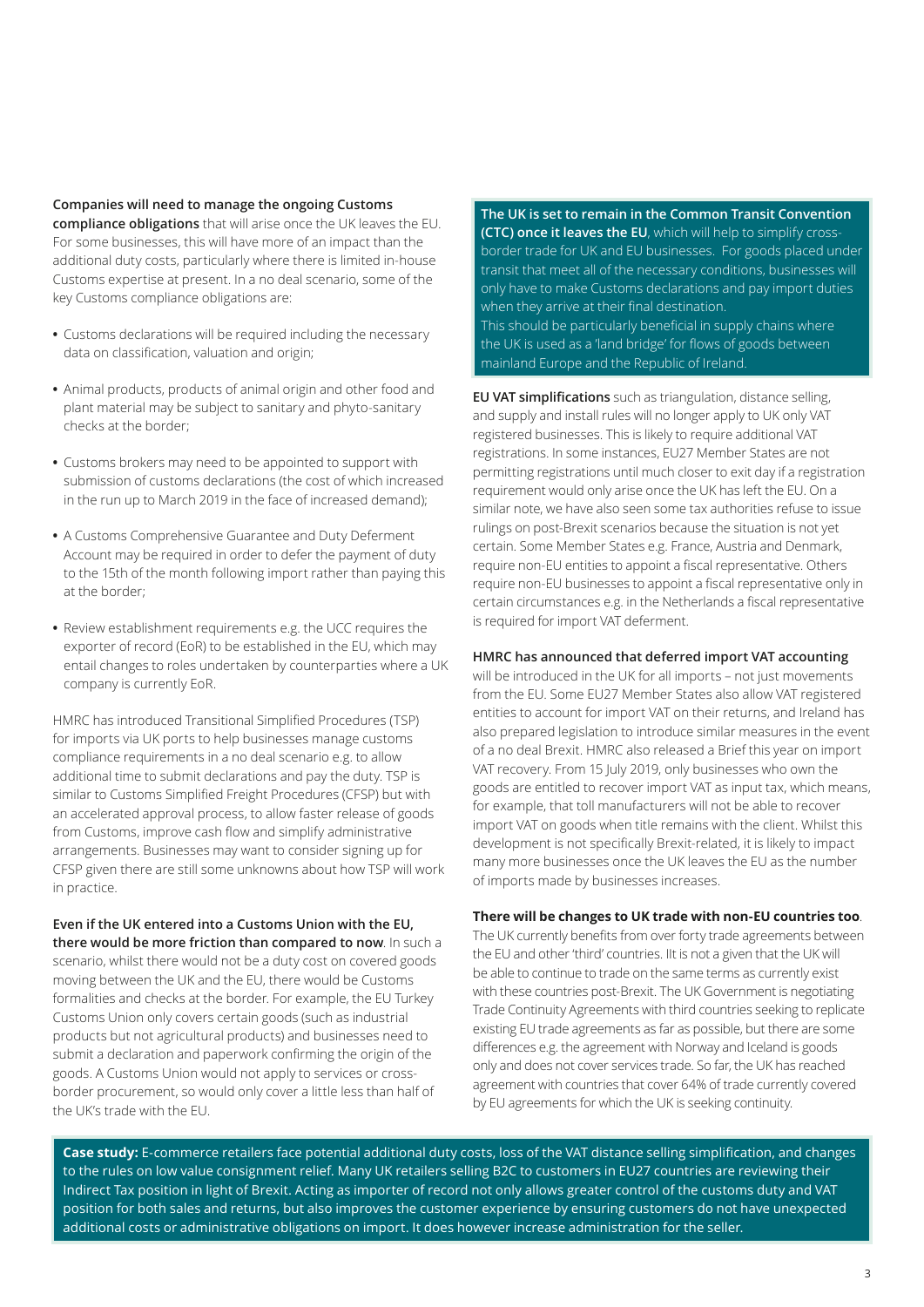**Companies will need to manage the ongoing Customs compliance obligations** that will arise once the UK leaves the EU. For some businesses, this will have more of an impact than the additional duty costs, particularly where there is limited in-house Customs expertise at present. In a no deal scenario, some of the key Customs compliance obligations are:

- Customs declarations will be required including the necessary data on classification, valuation and origin;
- Animal products, products of animal origin and other food and plant material may be subject to sanitary and phyto-sanitary checks at the border;
- Customs brokers may need to be appointed to support with submission of customs declarations (the cost of which increased in the run up to March 2019 in the face of increased demand);
- A Customs Comprehensive Guarantee and Duty Deferment Account may be required in order to defer the payment of duty to the 15th of the month following import rather than paying this at the border;
- Review establishment requirements e.g. the UCC requires the exporter of record (EoR) to be established in the EU, which may entail changes to roles undertaken by counterparties where a UK company is currently EoR.

HMRC has introduced Transitional Simplified Procedures (TSP) for imports via UK ports to help businesses manage customs compliance requirements in a no deal scenario e.g. to allow additional time to submit declarations and pay the duty. TSP is similar to Customs Simplified Freight Procedures (CFSP) but with an accelerated approval process, to allow faster release of goods from Customs, improve cash flow and simplify administrative arrangements. Businesses may want to consider signing up for CFSP given there are still some unknowns about how TSP will work in practice.

**Even if the UK entered into a Customs Union with the EU, there would be more friction than compared to now**. In such a scenario, whilst there would not be a duty cost on covered goods moving between the UK and the EU, there would be Customs formalities and checks at the border. For example, the EU Turkey Customs Union only covers certain goods (such as industrial products but not agricultural products) and businesses need to submit a declaration and paperwork confirming the origin of the goods. A Customs Union would not apply to services or cross-border procurement, so would only cover a little less than half of the UK's trade with the EU.

**The UK is set to remain in the Common Transit Convention (CTC) once it leaves the EU**, which will help to simplify cross-border trade for UK and EU businesses. For goods placed under transit that meet all of the necessary conditions, businesses will only have to make Customs declarations and pay import duties when they arrive at their final destination.
This should be particularly beneficial in supply chains where the UK is used as a 'land bridge' for flows of goods between mainland Europe and the Republic of Ireland.

**EU VAT simplifications** such as triangulation, distance selling, and supply and install rules will no longer apply to UK only VAT registered businesses. This is likely to require additional VAT registrations. In some instances, EU27 Member States are not permitting registrations until much closer to exit day if a registration requirement would only arise once the UK has left the EU. On a similar note, we have also seen some tax authorities refuse to issue rulings on post-Brexit scenarios because the situation is not yet certain. Some Member States e.g. France, Austria and Denmark, require non-EU entities to appoint a fiscal representative. Others require non-EU businesses to appoint a fiscal representative only in certain circumstances e.g. in the Netherlands a fiscal representative is required for import VAT deferment.

**HMRC has announced that deferred import VAT accounting** will be introduced in the UK for all imports – not just movements from the EU. Some EU27 Member States also allow VAT registered entities to account for import VAT on their returns, and Ireland has also prepared legislation to introduce similar measures in the event of a no deal Brexit. HMRC also released a Brief this year on import VAT recovery. From 15 July 2019, only businesses who own the goods are entitled to recover import VAT as input tax, which means, for example, that toll manufacturers will not be able to recover import VAT on goods when title remains with the client. Whilst this development is not specifically Brexit-related, it is likely to impact many more businesses once the UK leaves the EU as the number of imports made by businesses increases.

**There will be changes to UK trade with non-EU countries too**. The UK currently benefits from over forty trade agreements between the EU and other 'third' countries. IIt is not a given that the UK will be able to continue to trade on the same terms as currently exist with these countries post-Brexit. The UK Government is negotiating Trade Continuity Agreements with third countries seeking to replicate existing EU trade agreements as far as possible, but there are some differences e.g. the agreement with Norway and Iceland is goods only and does not cover services trade. So far, the UK has reached agreement with countries that cover 64% of trade currently covered by EU agreements for which the UK is seeking continuity.

**Case study:** E-commerce retailers face potential additional duty costs, loss of the VAT distance selling simplification, and changes to the rules on low value consignment relief. Many UK retailers selling B2C to customers in EU27 countries are reviewing their Indirect Tax position in light of Brexit. Acting as importer of record not only allows greater control of the customs duty and VAT position for both sales and returns, but also improves the customer experience by ensuring customers do not have unexpected additional costs or administrative obligations on import. It does however increase administration for the seller.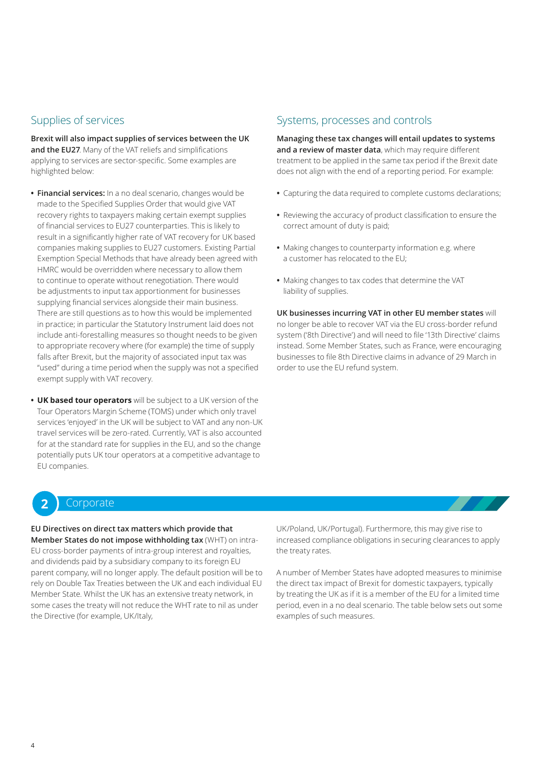## Supplies of services

**Brexit will also impact supplies of services between the UK and the EU27**. Many of the VAT reliefs and simplifications applying to services are sector-specific. Some examples are highlighted below:

- **Financial services:** In a no deal scenario, changes would be made to the Specified Supplies Order that would give VAT recovery rights to taxpayers making certain exempt supplies of financial services to EU27 counterparties. This is likely to result in a significantly higher rate of VAT recovery for UK based companies making supplies to EU27 customers. Existing Partial Exemption Special Methods that have already been agreed with HMRC would be overridden where necessary to allow them to continue to operate without renegotiation. There would be adjustments to input tax apportionment for businesses supplying financial services alongside their main business. There are still questions as to how this would be implemented in practice; in particular the Statutory Instrument laid does not include anti-forestalling measures so thought needs to be given to appropriate recovery where (for example) the time of supply falls after Brexit, but the majority of associated input tax was "used" during a time period when the supply was not a specified exempt supply with VAT recovery.

- **UK based tour operators** will be subject to a UK version of the Tour Operators Margin Scheme (TOMS) under which only travel services 'enjoyed' in the UK will be subject to VAT and any non-UK travel services will be zero-rated. Currently, VAT is also accounted for at the standard rate for supplies in the EU, and so the change potentially puts UK tour operators at a competitive advantage to EU companies.

## Systems, processes and controls

**Managing these tax changes will entail updates to systems and a review of master data**, which may require different treatment to be applied in the same tax period if the Brexit date does not align with the end of a reporting period. For example:

- Capturing the data required to complete customs declarations;
- Reviewing the accuracy of product classification to ensure the correct amount of duty is paid;
- Making changes to counterparty information e.g. where a customer has relocated to the EU;
- Making changes to tax codes that determine the VAT liability of supplies.

**UK businesses incurring VAT in other EU member states** will no longer be able to recover VAT via the EU cross-border refund system ('8th Directive') and will need to file '13th Directive' claims instead. Some Member States, such as France, were encouraging businesses to file 8th Directive claims in advance of 29 March in order to use the EU refund system.

# 2 Corporate

**EU Directives on direct tax matters which provide that Member States do not impose withholding tax** (WHT) on intra-EU cross-border payments of intra-group interest and royalties, and dividends paid by a subsidiary company to its foreign EU parent company, will no longer apply. The default position will be to rely on Double Tax Treaties between the UK and each individual EU Member State. Whilst the UK has an extensive treaty network, in some cases the treaty will not reduce the WHT rate to nil as under the Directive (for example, UK/Italy, UK/Poland, UK/Portugal). Furthermore, this may give rise to increased compliance obligations in securing clearances to apply the treaty rates.

A number of Member States have adopted measures to minimise the direct tax impact of Brexit for domestic taxpayers, typically by treating the UK as if it is a member of the EU for a limited time period, even in a no deal scenario. The table below sets out some examples of such measures.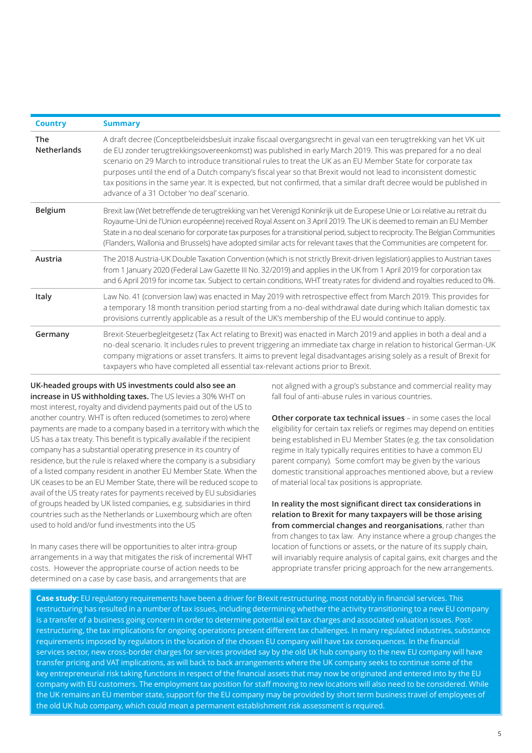| Country | Summary |
|---|---|
| The Netherlands | A draft decree (Conceptbeleidsbesluit inzake fiscaal overgangsrecht in geval van een terugtrekking van het VK uit de EU zonder terugtrekkingsovereenkomst) was published in early March 2019. This was prepared for a no deal scenario on 29 March to introduce transitional rules to treat the UK as an EU Member State for corporate tax purposes until the end of a Dutch company's fiscal year so that Brexit would not lead to inconsistent domestic tax positions in the same year. It is expected, but not confirmed, that a similar draft decree would be published in advance of a 31 October 'no deal' scenario. |
| Belgium | Brexit law (Wet betreffende de terugtrekking van het Verenigd Koninkrijk uit de Europese Unie or Loi relative au retrait du Royaume-Uni de l'Union européenne) received Royal Assent on 3 April 2019. The UK is deemed to remain an EU Member State in a no deal scenario for corporate tax purposes for a transitional period, subject to reciprocity. The Belgian Communities (Flanders, Wallonia and Brussels) have adopted similar acts for relevant taxes that the Communities are competent for. |
| Austria | The 2018 Austria-UK Double Taxation Convention (which is not strictly Brexit-driven legislation) applies to Austrian taxes from 1 January 2020 (Federal Law Gazette III No. 32/2019) and applies in the UK from 1 April 2019 for corporation tax and 6 April 2019 for income tax. Subject to certain conditions, WHT treaty rates for dividend and royalties reduced to 0%. |
| Italy | Law No. 41 (conversion law) was enacted in May 2019 with retrospective effect from March 2019. This provides for a temporary 18 month transition period starting from a no-deal withdrawal date during which Italian domestic tax provisions currently applicable as a result of the UK's membership of the EU would continue to apply. |
| Germany | Brexit-Steuerbegleitgesetz (Tax Act relating to Brexit) was enacted in March 2019 and applies in both a deal and a no-deal scenario. It includes rules to prevent triggering an immediate tax charge in relation to historical German-UK company migrations or asset transfers. It aims to prevent legal disadvantages arising solely as a result of Brexit for taxpayers who have completed all essential tax-relevant actions prior to Brexit. |

**UK-headed groups with US investments could also see an increase in US withholding taxes.** The US levies a 30% WHT on most interest, royalty and dividend payments paid out of the US to another country. WHT is often reduced (sometimes to zero) where payments are made to a company based in a territory with which the US has a tax treaty. This benefit is typically available if the recipient company has a substantial operating presence in its country of residence, but the rule is relaxed where the company is a subsidiary of a listed company resident in another EU Member State. When the UK ceases to be an EU Member State, there will be reduced scope to avail of the US treaty rates for payments received by EU subsidiaries of groups headed by UK listed companies, e.g. subsidiaries in third countries such as the Netherlands or Luxembourg which are often used to hold and/or fund investments into the US

In many cases there will be opportunities to alter intra-group arrangements in a way that mitigates the risk of incremental WHT costs. However the appropriate course of action needs to be determined on a case by case basis, and arrangements that are not aligned with a group's substance and commercial reality may fall foul of anti-abuse rules in various countries.

**Other corporate tax technical issues** – in some cases the local eligibility for certain tax reliefs or regimes may depend on entities being established in EU Member States (e.g. the tax consolidation regime in Italy typically requires entities to have a common EU parent company). Some comfort may be given by the various domestic transitional approaches mentioned above, but a review of material local tax positions is appropriate.

**In reality the most significant direct tax considerations in relation to Brexit for many taxpayers will be those arising from commercial changes and reorganisations**, rather than from changes to tax law. Any instance where a group changes the location of functions or assets, or the nature of its supply chain, will invariably require analysis of capital gains, exit charges and the appropriate transfer pricing approach for the new arrangements.

**Case study:** EU regulatory requirements have been a driver for Brexit restructuring, most notably in financial services. This restructuring has resulted in a number of tax issues, including determining whether the activity transitioning to a new EU company is a transfer of a business going concern in order to determine potential exit tax charges and associated valuation issues. Post-restructuring, the tax implications for ongoing operations present different tax challenges. In many regulated industries, substance requirements imposed by regulators in the location of the chosen EU company will have tax consequences. In the financial services sector, new cross-border charges for services provided say by the old UK hub company to the new EU company will have transfer pricing and VAT implications, as will back to back arrangements where the UK company seeks to continue some of the key entrepreneurial risk taking functions in respect of the financial assets that may now be originated and entered into by the EU company with EU customers. The employment tax position for staff moving to new locations will also need to be considered. While the UK remains an EU member state, support for the EU company may be provided by short term business travel of employees of the old UK hub company, which could mean a permanent establishment risk assessment is required.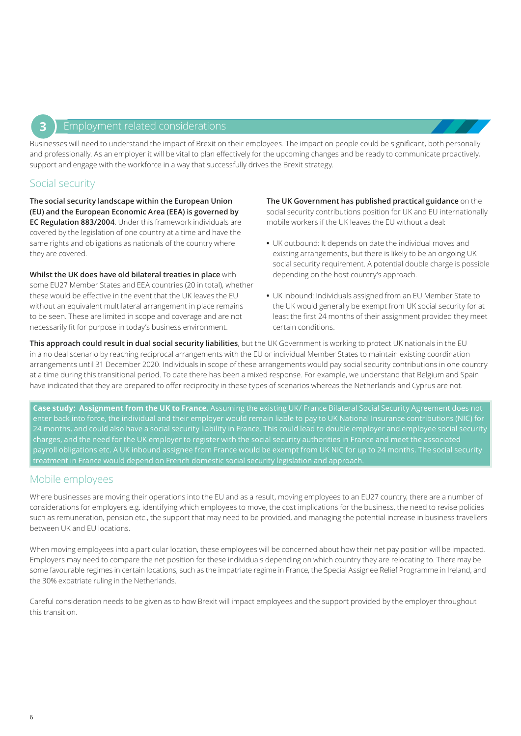## 3 Employment related considerations

Businesses will need to understand the impact of Brexit on their employees. The impact on people could be significant, both personally and professionally. As an employer it will be vital to plan effectively for the upcoming changes and be ready to communicate proactively, support and engage with the workforce in a way that successfully drives the Brexit strategy.

### Social security

**The social security landscape within the European Union (EU) and the European Economic Area (EEA) is governed by EC Regulation 883/2004**. Under this framework individuals are covered by the legislation of one country at a time and have the same rights and obligations as nationals of the country where they are covered.

**Whilst the UK does have old bilateral treaties in place** with some EU27 Member States and EEA countries (20 in total), whether these would be effective in the event that the UK leaves the EU without an equivalent multilateral arrangement in place remains to be seen. These are limited in scope and coverage and are not necessarily fit for purpose in today's business environment.

**The UK Government has published practical guidance** on the social security contributions position for UK and EU internationally mobile workers if the UK leaves the EU without a deal:

- UK outbound: It depends on date the individual moves and existing arrangements, but there is likely to be an ongoing UK social security requirement. A potential double charge is possible depending on the host country's approach.
- UK inbound: Individuals assigned from an EU Member State to the UK would generally be exempt from UK social security for at least the first 24 months of their assignment provided they meet certain conditions.

**This approach could result in dual social security liabilities**, but the UK Government is working to protect UK nationals in the EU in a no deal scenario by reaching reciprocal arrangements with the EU or individual Member States to maintain existing coordination arrangements until 31 December 2020. Individuals in scope of these arrangements would pay social security contributions in one country at a time during this transitional period. To date there has been a mixed response. For example, we understand that Belgium and Spain have indicated that they are prepared to offer reciprocity in these types of scenarios whereas the Netherlands and Cyprus are not.

**Case study: Assignment from the UK to France.** Assuming the existing UK/ France Bilateral Social Security Agreement does not enter back into force, the individual and their employer would remain liable to pay to UK National Insurance contributions (NIC) for 24 months, and could also have a social security liability in France. This could lead to double employer and employee social security charges, and the need for the UK employer to register with the social security authorities in France and meet the associated payroll obligations etc. A UK inbound assignee from France would be exempt from UK NIC for up to 24 months. The social security treatment in France would depend on French domestic social security legislation and approach.

### Mobile employees

Where businesses are moving their operations into the EU and as a result, moving employees to an EU27 country, there are a number of considerations for employers e.g. identifying which employees to move, the cost implications for the business, the need to revise policies such as remuneration, pension etc., the support that may need to be provided, and managing the potential increase in business travellers between UK and EU locations.

When moving employees into a particular location, these employees will be concerned about how their net pay position will be impacted. Employers may need to compare the net position for these individuals depending on which country they are relocating to. There may be some favourable regimes in certain locations, such as the impatriate regime in France, the Special Assignee Relief Programme in Ireland, and the 30% expatriate ruling in the Netherlands.

Careful consideration needs to be given as to how Brexit will impact employees and the support provided by the employer throughout this transition.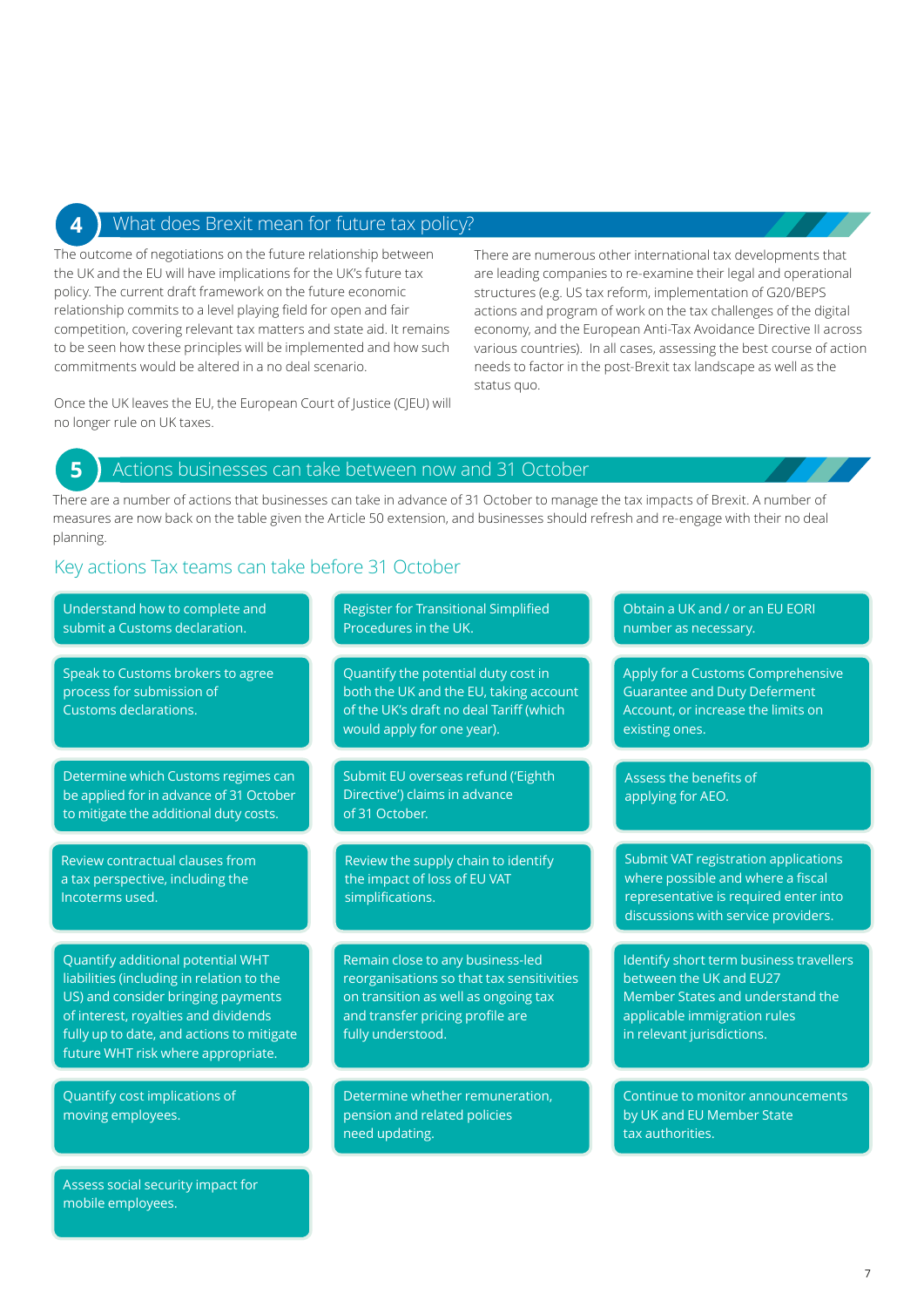## 4 What does Brexit mean for future tax policy?

The outcome of negotiations on the future relationship between the UK and the EU will have implications for the UK's future tax policy. The current draft framework on the future economic relationship commits to a level playing field for open and fair competition, covering relevant tax matters and state aid. It remains to be seen how these principles will be implemented and how such commitments would be altered in a no deal scenario.

Once the UK leaves the EU, the European Court of Justice (CJEU) will no longer rule on UK taxes.

There are numerous other international tax developments that are leading companies to re-examine their legal and operational structures (e.g. US tax reform, implementation of G20/BEPS actions and program of work on the tax challenges of the digital economy, and the European Anti-Tax Avoidance Directive II across various countries). In all cases, assessing the best course of action needs to factor in the post-Brexit tax landscape as well as the status quo.

## 5 Actions businesses can take between now and 31 October

There are a number of actions that businesses can take in advance of 31 October to manage the tax impacts of Brexit. A number of measures are now back on the table given the Article 50 extension, and businesses should refresh and re-engage with their no deal planning.

### Key actions Tax teams can take before 31 October

- Understand how to complete and submit a Customs declaration.
- Register for Transitional Simplified Procedures in the UK.
- Obtain a UK and / or an EU EORI number as necessary.
- Speak to Customs brokers to agree process for submission of Customs declarations.
- Quantify the potential duty cost in both the UK and the EU, taking account of the UK's draft no deal Tariff (which would apply for one year).
- Apply for a Customs Comprehensive Guarantee and Duty Deferment Account, or increase the limits on existing ones.
- Determine which Customs regimes can be applied for in advance of 31 October to mitigate the additional duty costs.
- Submit EU overseas refund ('Eighth Directive') claims in advance of 31 October.
- Assess the benefits of applying for AEO.
- Review contractual clauses from a tax perspective, including the Incoterms used.
- Review the supply chain to identify the impact of loss of EU VAT simplifications.
- Submit VAT registration applications where possible and where a fiscal representative is required enter into discussions with service providers.
- Quantify additional potential WHT liabilities (including in relation to the US) and consider bringing payments of interest, royalties and dividends fully up to date, and actions to mitigate future WHT risk where appropriate.
- Remain close to any business-led reorganisations so that tax sensitivities on transition as well as ongoing tax and transfer pricing profile are fully understood.
- Identify short term business travellers between the UK and EU27 Member States and understand the applicable immigration rules in relevant jurisdictions.
- Quantify cost implications of moving employees.
- Determine whether remuneration, pension and related policies need updating.
- Continue to monitor announcements by UK and EU Member State tax authorities.
- Assess social security impact for mobile employees.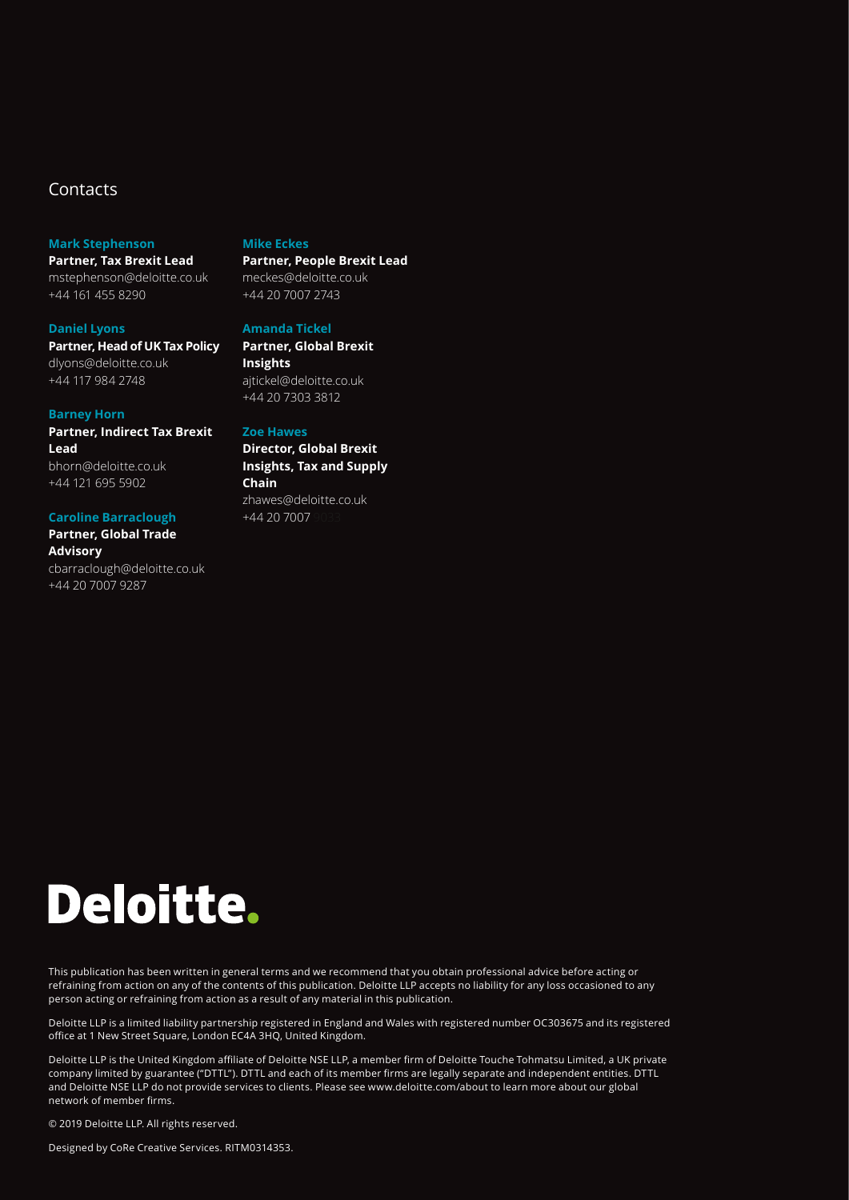## Contacts

**Mark Stephenson**
**Partner, Tax Brexit Lead**
mstephenson@deloitte.co.uk
+44 161 455 8290

**Daniel Lyons**
**Partner, Head of UK Tax Policy**
dlyons@deloitte.co.uk
+44 117 984 2748

**Barney Horn**
**Partner, Indirect Tax Brexit Lead**
bhorn@deloitte.co.uk
+44 121 695 5902

**Caroline Barraclough**
**Partner, Global Trade Advisory**
cbarraclough@deloitte.co.uk
+44 20 7007 9287

**Mike Eckes**
**Partner, People Brexit Lead**
meckes@deloitte.co.uk
+44 20 7007 2743

**Amanda Tickel**
**Partner, Global Brexit Insights**
ajtickel@deloitte.co.uk
+44 20 7303 3812

**Zoe Hawes**
**Director, Global Brexit Insights, Tax and Supply Chain**
zhawes@deloitte.co.uk
+44 20 7007 9033

**Deloitte.**

This publication has been written in general terms and we recommend that you obtain professional advice before acting or refraining from action on any of the contents of this publication. Deloitte LLP accepts no liability for any loss occasioned to any person acting or refraining from action as a result of any material in this publication.

Deloitte LLP is a limited liability partnership registered in England and Wales with registered number OC303675 and its registered office at 1 New Street Square, London EC4A 3HQ, United Kingdom.

Deloitte LLP is the United Kingdom affiliate of Deloitte NSE LLP, a member firm of Deloitte Touche Tohmatsu Limited, a UK private company limited by guarantee ("DTTL"). DTTL and each of its member firms are legally separate and independent entities. DTTL and Deloitte NSE LLP do not provide services to clients. Please see www.deloitte.com/about to learn more about our global network of member firms.

© 2019 Deloitte LLP. All rights reserved.

Designed by CoRe Creative Services. RITM0314353.